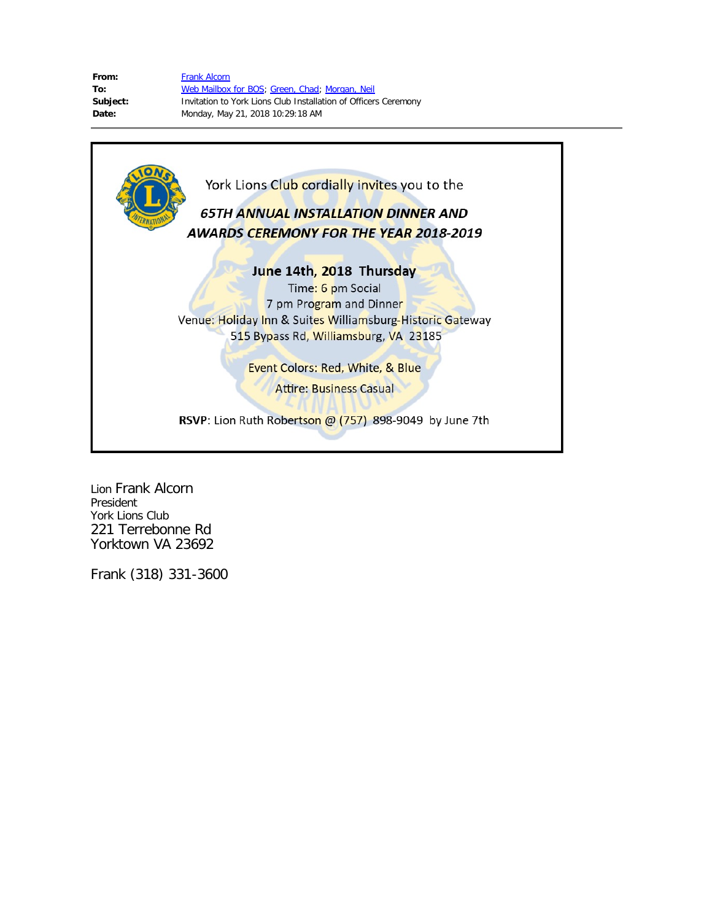**From:** Frank Alcorn
**To:** Web Mailbox for BOS; Green, Chad; Morgan, Neil
**Subject:** Invitation to York Lions Club Installation of Officers Ceremony
**Date:** Monday, May 21, 2018 10:29:18 AM

---

York Lions Club cordially invites you to the

***65TH ANNUAL INSTALLATION DINNER AND AWARDS CEREMONY FOR THE YEAR 2018-2019***

**June 14th, 2018 Thursday**

Time: 6 pm Social
7 pm Program and Dinner

Venue: Holiday Inn & Suites Williamsburg-Historic Gateway
515 Bypass Rd, Williamsburg, VA 23185

Event Colors: Red, White, & Blue

Attire: Business Casual

**RSVP**: Lion Ruth Robertson @ (757) 898-9049 by June 7th

Lion Frank Alcorn
President
York Lions Club
221 Terrebonne Rd
Yorktown VA 23692

Frank (318) 331-3600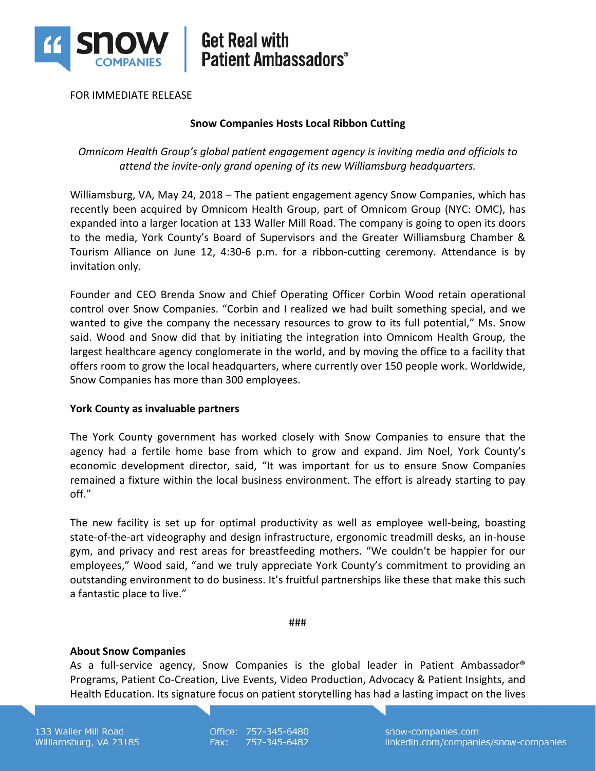FOR IMMEDIATE RELEASE

**Snow Companies Hosts Local Ribbon Cutting**

*Omnicom Health Group's global patient engagement agency is inviting media and officials to attend the invite-only grand opening of its new Williamsburg headquarters.*

Williamsburg, VA, May 24, 2018 – The patient engagement agency Snow Companies, which has recently been acquired by Omnicom Health Group, part of Omnicom Group (NYC: OMC), has expanded into a larger location at 133 Waller Mill Road. The company is going to open its doors to the media, York County's Board of Supervisors and the Greater Williamsburg Chamber & Tourism Alliance on June 12, 4:30-6 p.m. for a ribbon-cutting ceremony. Attendance is by invitation only.

Founder and CEO Brenda Snow and Chief Operating Officer Corbin Wood retain operational control over Snow Companies. "Corbin and I realized we had built something special, and we wanted to give the company the necessary resources to grow to its full potential," Ms. Snow said. Wood and Snow did that by initiating the integration into Omnicom Health Group, the largest healthcare agency conglomerate in the world, and by moving the office to a facility that offers room to grow the local headquarters, where currently over 150 people work. Worldwide, Snow Companies has more than 300 employees.

**York County as invaluable partners**

The York County government has worked closely with Snow Companies to ensure that the agency had a fertile home base from which to grow and expand. Jim Noel, York County's economic development director, said, "It was important for us to ensure Snow Companies remained a fixture within the local business environment. The effort is already starting to pay off."

The new facility is set up for optimal productivity as well as employee well-being, boasting state-of-the-art videography and design infrastructure, ergonomic treadmill desks, an in-house gym, and privacy and rest areas for breastfeeding mothers. "We couldn't be happier for our employees," Wood said, "and we truly appreciate York County's commitment to providing an outstanding environment to do business. It's fruitful partnerships like these that make this such a fantastic place to live."

###

**About Snow Companies**

As a full-service agency, Snow Companies is the global leader in Patient Ambassador® Programs, Patient Co-Creation, Live Events, Video Production, Advocacy & Patient Insights, and Health Education. Its signature focus on patient storytelling has had a lasting impact on the lives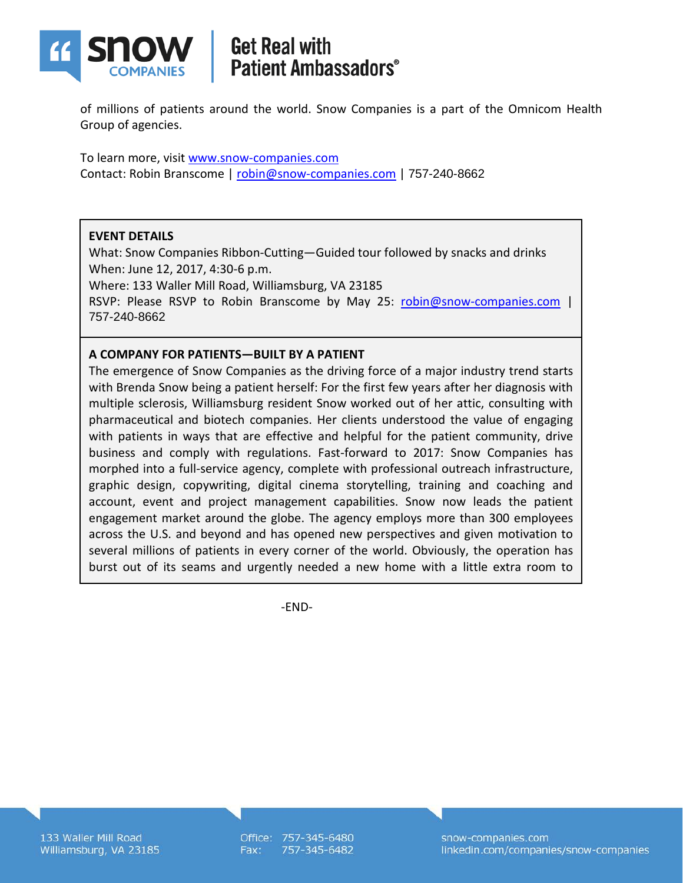of millions of patients around the world. Snow Companies is a part of the Omnicom Health Group of agencies.

To learn more, visit [www.snow-companies.com](http://www.snow-companies.com)
Contact: Robin Branscome | [robin@snow-companies.com](mailto:robin@snow-companies.com) | 757-240-8662

**EVENT DETAILS**

What: Snow Companies Ribbon-Cutting—Guided tour followed by snacks and drinks
When: June 12, 2017, 4:30-6 p.m.
Where: 133 Waller Mill Road, Williamsburg, VA 23185
RSVP: Please RSVP to Robin Branscome by May 25: [robin@snow-companies.com](mailto:robin@snow-companies.com) | 757-240-8662

**A COMPANY FOR PATIENTS—BUILT BY A PATIENT**

The emergence of Snow Companies as the driving force of a major industry trend starts with Brenda Snow being a patient herself: For the first few years after her diagnosis with multiple sclerosis, Williamsburg resident Snow worked out of her attic, consulting with pharmaceutical and biotech companies. Her clients understood the value of engaging with patients in ways that are effective and helpful for the patient community, drive business and comply with regulations. Fast-forward to 2017: Snow Companies has morphed into a full-service agency, complete with professional outreach infrastructure, graphic design, copywriting, digital cinema storytelling, training and coaching and account, event and project management capabilities. Snow now leads the patient engagement market around the globe. The agency employs more than 300 employees across the U.S. and beyond and has opened new perspectives and given motivation to several millions of patients in every corner of the world. Obviously, the operation has burst out of its seams and urgently needed a new home with a little extra room to

-END-